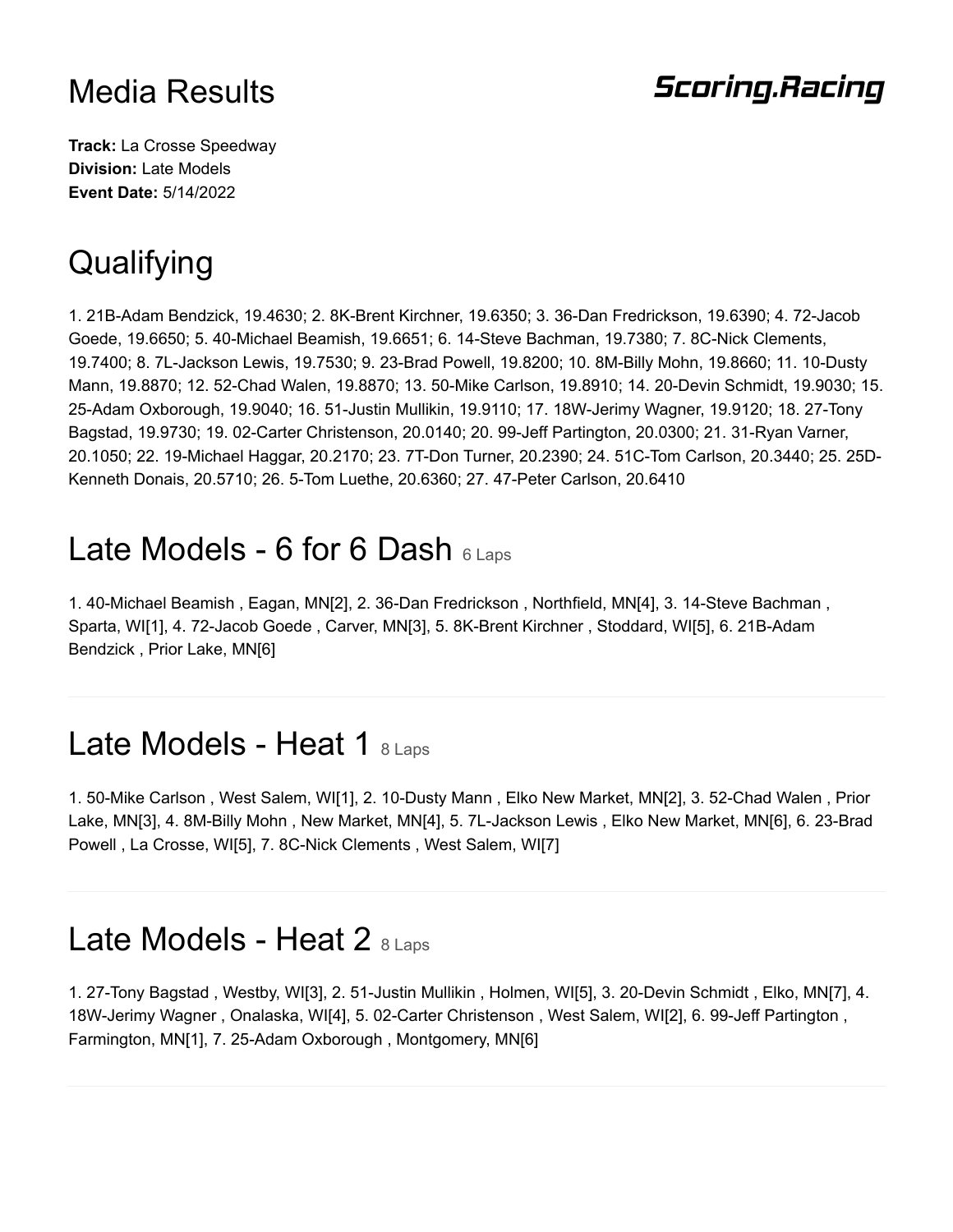# Media Results

**Scoring.Racing**

**Track:** La Crosse Speedway
**Division:** Late Models
**Event Date:** 5/14/2022

# Qualifying

1. 21B-Adam Bendzick, 19.4630; 2. 8K-Brent Kirchner, 19.6350; 3. 36-Dan Fredrickson, 19.6390; 4. 72-Jacob Goede, 19.6650; 5. 40-Michael Beamish, 19.6651; 6. 14-Steve Bachman, 19.7380; 7. 8C-Nick Clements, 19.7400; 8. 7L-Jackson Lewis, 19.7530; 9. 23-Brad Powell, 19.8200; 10. 8M-Billy Mohn, 19.8660; 11. 10-Dusty Mann, 19.8870; 12. 52-Chad Walen, 19.8870; 13. 50-Mike Carlson, 19.8910; 14. 20-Devin Schmidt, 19.9030; 15. 25-Adam Oxborough, 19.9040; 16. 51-Justin Mullikin, 19.9110; 17. 18W-Jerimy Wagner, 19.9120; 18. 27-Tony Bagstad, 19.9730; 19. 02-Carter Christenson, 20.0140; 20. 99-Jeff Partington, 20.0300; 21. 31-Ryan Varner, 20.1050; 22. 19-Michael Haggar, 20.2170; 23. 7T-Don Turner, 20.2390; 24. 51C-Tom Carlson, 20.3440; 25. 25D-Kenneth Donais, 20.5710; 26. 5-Tom Luethe, 20.6360; 27. 47-Peter Carlson, 20.6410

# Late Models - 6 for 6 Dash 6 Laps

1. 40-Michael Beamish , Eagan, MN[2], 2. 36-Dan Fredrickson , Northfield, MN[4], 3. 14-Steve Bachman , Sparta, WI[1], 4. 72-Jacob Goede , Carver, MN[3], 5. 8K-Brent Kirchner , Stoddard, WI[5], 6. 21B-Adam Bendzick , Prior Lake, MN[6]

# Late Models - Heat 1 8 Laps

1. 50-Mike Carlson , West Salem, WI[1], 2. 10-Dusty Mann , Elko New Market, MN[2], 3. 52-Chad Walen , Prior Lake, MN[3], 4. 8M-Billy Mohn , New Market, MN[4], 5. 7L-Jackson Lewis , Elko New Market, MN[6], 6. 23-Brad Powell , La Crosse, WI[5], 7. 8C-Nick Clements , West Salem, WI[7]

# Late Models - Heat 2 8 Laps

1. 27-Tony Bagstad , Westby, WI[3], 2. 51-Justin Mullikin , Holmen, WI[5], 3. 20-Devin Schmidt , Elko, MN[7], 4. 18W-Jerimy Wagner , Onalaska, WI[4], 5. 02-Carter Christenson , West Salem, WI[2], 6. 99-Jeff Partington , Farmington, MN[1], 7. 25-Adam Oxborough , Montgomery, MN[6]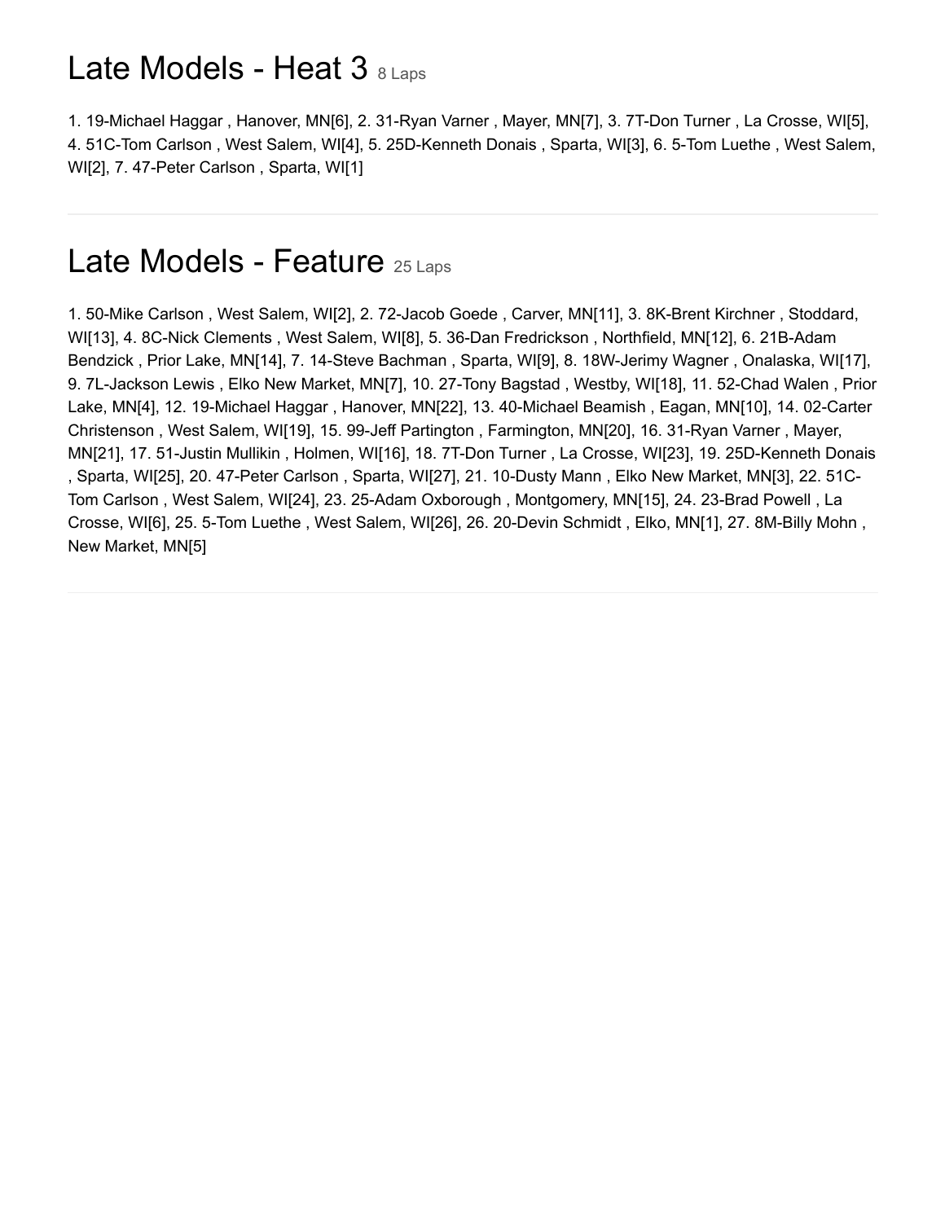## Late Models - Heat 3 8 Laps

1. 19-Michael Haggar , Hanover, MN[6], 2. 31-Ryan Varner , Mayer, MN[7], 3. 7T-Don Turner , La Crosse, WI[5], 4. 51C-Tom Carlson , West Salem, WI[4], 5. 25D-Kenneth Donais , Sparta, WI[3], 6. 5-Tom Luethe , West Salem, WI[2], 7. 47-Peter Carlson , Sparta, WI[1]

---

## Late Models - Feature 25 Laps

1. 50-Mike Carlson , West Salem, WI[2], 2. 72-Jacob Goede , Carver, MN[11], 3. 8K-Brent Kirchner , Stoddard, WI[13], 4. 8C-Nick Clements , West Salem, WI[8], 5. 36-Dan Fredrickson , Northfield, MN[12], 6. 21B-Adam Bendzick , Prior Lake, MN[14], 7. 14-Steve Bachman , Sparta, WI[9], 8. 18W-Jerimy Wagner , Onalaska, WI[17], 9. 7L-Jackson Lewis , Elko New Market, MN[7], 10. 27-Tony Bagstad , Westby, WI[18], 11. 52-Chad Walen , Prior Lake, MN[4], 12. 19-Michael Haggar , Hanover, MN[22], 13. 40-Michael Beamish , Eagan, MN[10], 14. 02-Carter Christenson , West Salem, WI[19], 15. 99-Jeff Partington , Farmington, MN[20], 16. 31-Ryan Varner , Mayer, MN[21], 17. 51-Justin Mullikin , Holmen, WI[16], 18. 7T-Don Turner , La Crosse, WI[23], 19. 25D-Kenneth Donais , Sparta, WI[25], 20. 47-Peter Carlson , Sparta, WI[27], 21. 10-Dusty Mann , Elko New Market, MN[3], 22. 51C-Tom Carlson , West Salem, WI[24], 23. 25-Adam Oxborough , Montgomery, MN[15], 24. 23-Brad Powell , La Crosse, WI[6], 25. 5-Tom Luethe , West Salem, WI[26], 26. 20-Devin Schmidt , Elko, MN[1], 27. 8M-Billy Mohn , New Market, MN[5]

---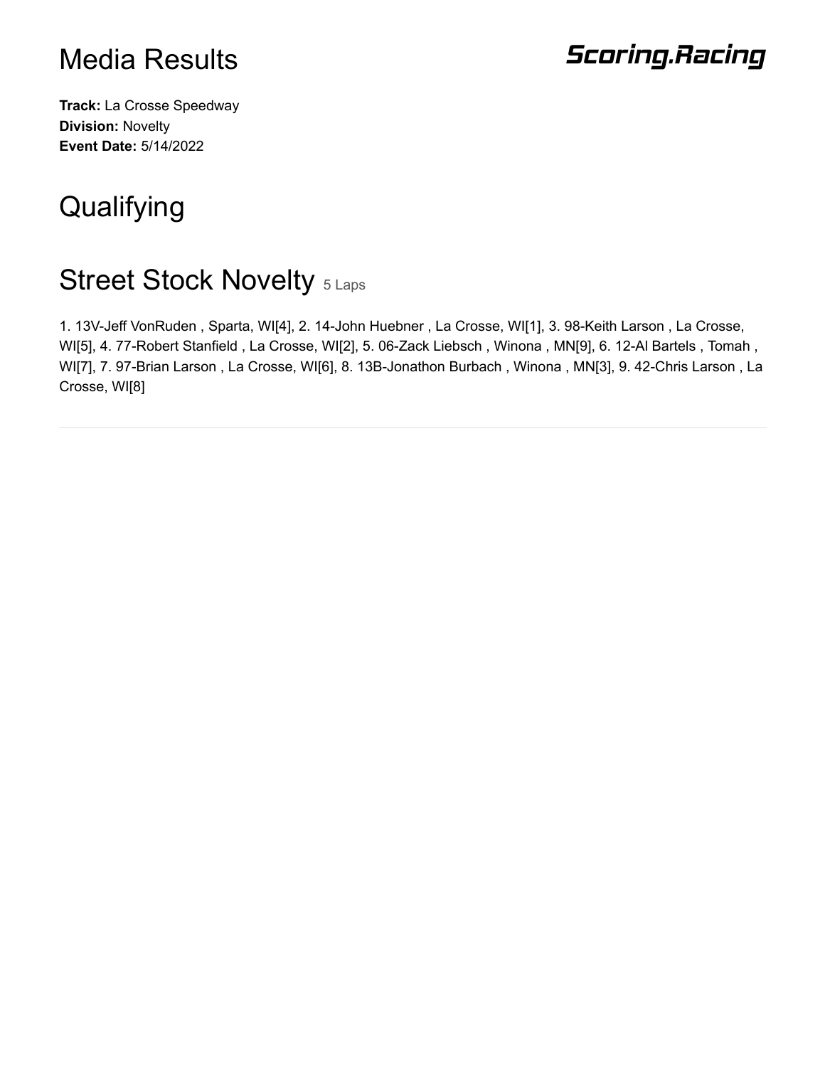# Media Results

**Scoring.Racing**

**Track:** La Crosse Speedway
**Division:** Novelty
**Event Date:** 5/14/2022

# Qualifying

## Street Stock Novelty 5 Laps

1. 13V-Jeff VonRuden , Sparta, WI[4], 2. 14-John Huebner , La Crosse, WI[1], 3. 98-Keith Larson , La Crosse, WI[5], 4. 77-Robert Stanfield , La Crosse, WI[2], 5. 06-Zack Liebsch , Winona , MN[9], 6. 12-Al Bartels , Tomah , WI[7], 7. 97-Brian Larson , La Crosse, WI[6], 8. 13B-Jonathon Burbach , Winona , MN[3], 9. 42-Chris Larson , La Crosse, WI[8]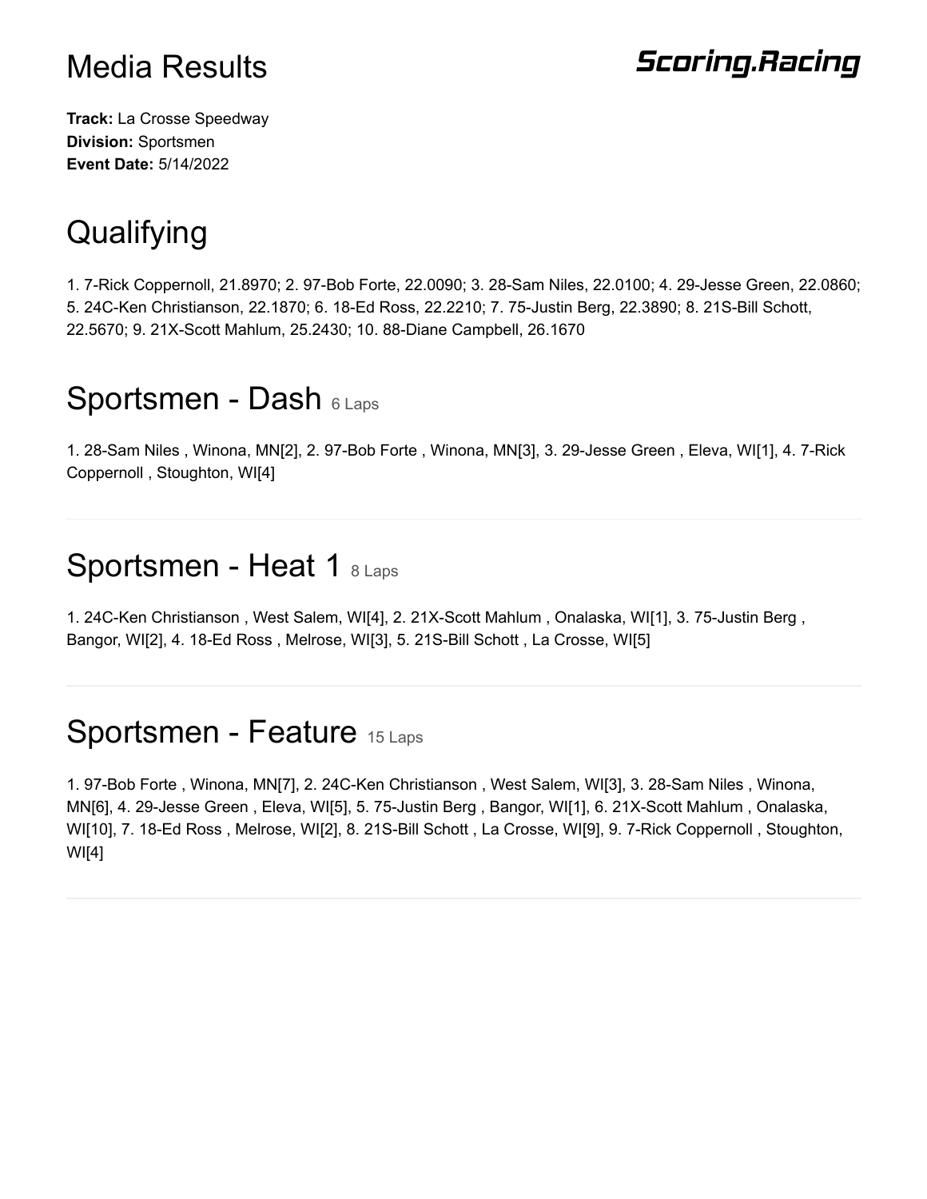# Media Results

**Scoring.Racing**

**Track:** La Crosse Speedway
**Division:** Sportsmen
**Event Date:** 5/14/2022

## Qualifying

1. 7-Rick Coppernoll, 21.8970; 2. 97-Bob Forte, 22.0090; 3. 28-Sam Niles, 22.0100; 4. 29-Jesse Green, 22.0860; 5. 24C-Ken Christianson, 22.1870; 6. 18-Ed Ross, 22.2210; 7. 75-Justin Berg, 22.3890; 8. 21S-Bill Schott, 22.5670; 9. 21X-Scott Mahlum, 25.2430; 10. 88-Diane Campbell, 26.1670

## Sportsmen - Dash 6 Laps

1. 28-Sam Niles , Winona, MN[2], 2. 97-Bob Forte , Winona, MN[3], 3. 29-Jesse Green , Eleva, WI[1], 4. 7-Rick Coppernoll , Stoughton, WI[4]

---

## Sportsmen - Heat 1 8 Laps

1. 24C-Ken Christianson , West Salem, WI[4], 2. 21X-Scott Mahlum , Onalaska, WI[1], 3. 75-Justin Berg , Bangor, WI[2], 4. 18-Ed Ross , Melrose, WI[3], 5. 21S-Bill Schott , La Crosse, WI[5]

---

## Sportsmen - Feature 15 Laps

1. 97-Bob Forte , Winona, MN[7], 2. 24C-Ken Christianson , West Salem, WI[3], 3. 28-Sam Niles , Winona, MN[6], 4. 29-Jesse Green , Eleva, WI[5], 5. 75-Justin Berg , Bangor, WI[1], 6. 21X-Scott Mahlum , Onalaska, WI[10], 7. 18-Ed Ross , Melrose, WI[2], 8. 21S-Bill Schott , La Crosse, WI[9], 9. 7-Rick Coppernoll , Stoughton, WI[4]

---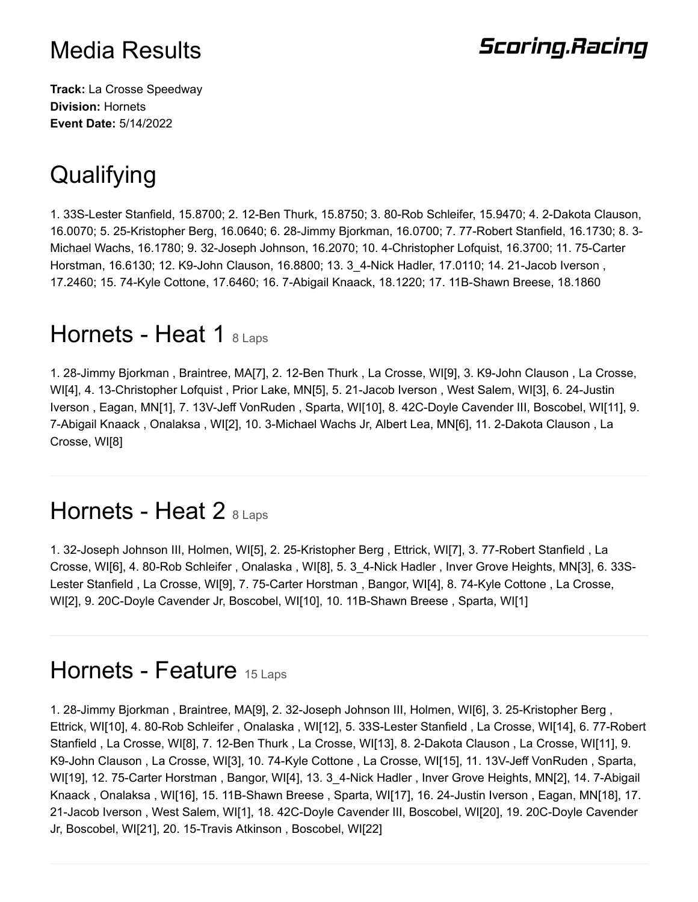# Media Results

**Scoring.Racing**

**Track:** La Crosse Speedway
**Division:** Hornets
**Event Date:** 5/14/2022

## Qualifying

1. 33S-Lester Stanfield, 15.8700; 2. 12-Ben Thurk, 15.8750; 3. 80-Rob Schleifer, 15.9470; 4. 2-Dakota Clauson, 16.0070; 5. 25-Kristopher Berg, 16.0640; 6. 28-Jimmy Bjorkman, 16.0700; 7. 77-Robert Stanfield, 16.1730; 8. 3-Michael Wachs, 16.1780; 9. 32-Joseph Johnson, 16.2070; 10. 4-Christopher Lofquist, 16.3700; 11. 75-Carter Horstman, 16.6130; 12. K9-John Clauson, 16.8800; 13. 3_4-Nick Hadler, 17.0110; 14. 21-Jacob Iverson , 17.2460; 15. 74-Kyle Cottone, 17.6460; 16. 7-Abigail Knaack, 18.1220; 17. 11B-Shawn Breese, 18.1860

## Hornets - Heat 1 8 Laps

1. 28-Jimmy Bjorkman , Braintree, MA[7], 2. 12-Ben Thurk , La Crosse, WI[9], 3. K9-John Clauson , La Crosse, WI[4], 4. 13-Christopher Lofquist , Prior Lake, MN[5], 5. 21-Jacob Iverson , West Salem, WI[3], 6. 24-Justin Iverson , Eagan, MN[1], 7. 13V-Jeff VonRuden , Sparta, WI[10], 8. 42C-Doyle Cavender III, Boscobel, WI[11], 9. 7-Abigail Knaack , Onalaksa , WI[2], 10. 3-Michael Wachs Jr, Albert Lea, MN[6], 11. 2-Dakota Clauson , La Crosse, WI[8]

## Hornets - Heat 2 8 Laps

1. 32-Joseph Johnson III, Holmen, WI[5], 2. 25-Kristopher Berg , Ettrick, WI[7], 3. 77-Robert Stanfield , La Crosse, WI[6], 4. 80-Rob Schleifer , Onalaska , WI[8], 5. 3_4-Nick Hadler , Inver Grove Heights, MN[3], 6. 33S-Lester Stanfield , La Crosse, WI[9], 7. 75-Carter Horstman , Bangor, WI[4], 8. 74-Kyle Cottone , La Crosse, WI[2], 9. 20C-Doyle Cavender Jr, Boscobel, WI[10], 10. 11B-Shawn Breese , Sparta, WI[1]

## Hornets - Feature 15 Laps

1. 28-Jimmy Bjorkman , Braintree, MA[9], 2. 32-Joseph Johnson III, Holmen, WI[6], 3. 25-Kristopher Berg , Ettrick, WI[10], 4. 80-Rob Schleifer , Onalaska , WI[12], 5. 33S-Lester Stanfield , La Crosse, WI[14], 6. 77-Robert Stanfield , La Crosse, WI[8], 7. 12-Ben Thurk , La Crosse, WI[13], 8. 2-Dakota Clauson , La Crosse, WI[11], 9. K9-John Clauson , La Crosse, WI[3], 10. 74-Kyle Cottone , La Crosse, WI[15], 11. 13V-Jeff VonRuden , Sparta, WI[19], 12. 75-Carter Horstman , Bangor, WI[4], 13. 3_4-Nick Hadler , Inver Grove Heights, MN[2], 14. 7-Abigail Knaack , Onalaksa , WI[16], 15. 11B-Shawn Breese , Sparta, WI[17], 16. 24-Justin Iverson , Eagan, MN[18], 17. 21-Jacob Iverson , West Salem, WI[1], 18. 42C-Doyle Cavender III, Boscobel, WI[20], 19. 20C-Doyle Cavender Jr, Boscobel, WI[21], 20. 15-Travis Atkinson , Boscobel, WI[22]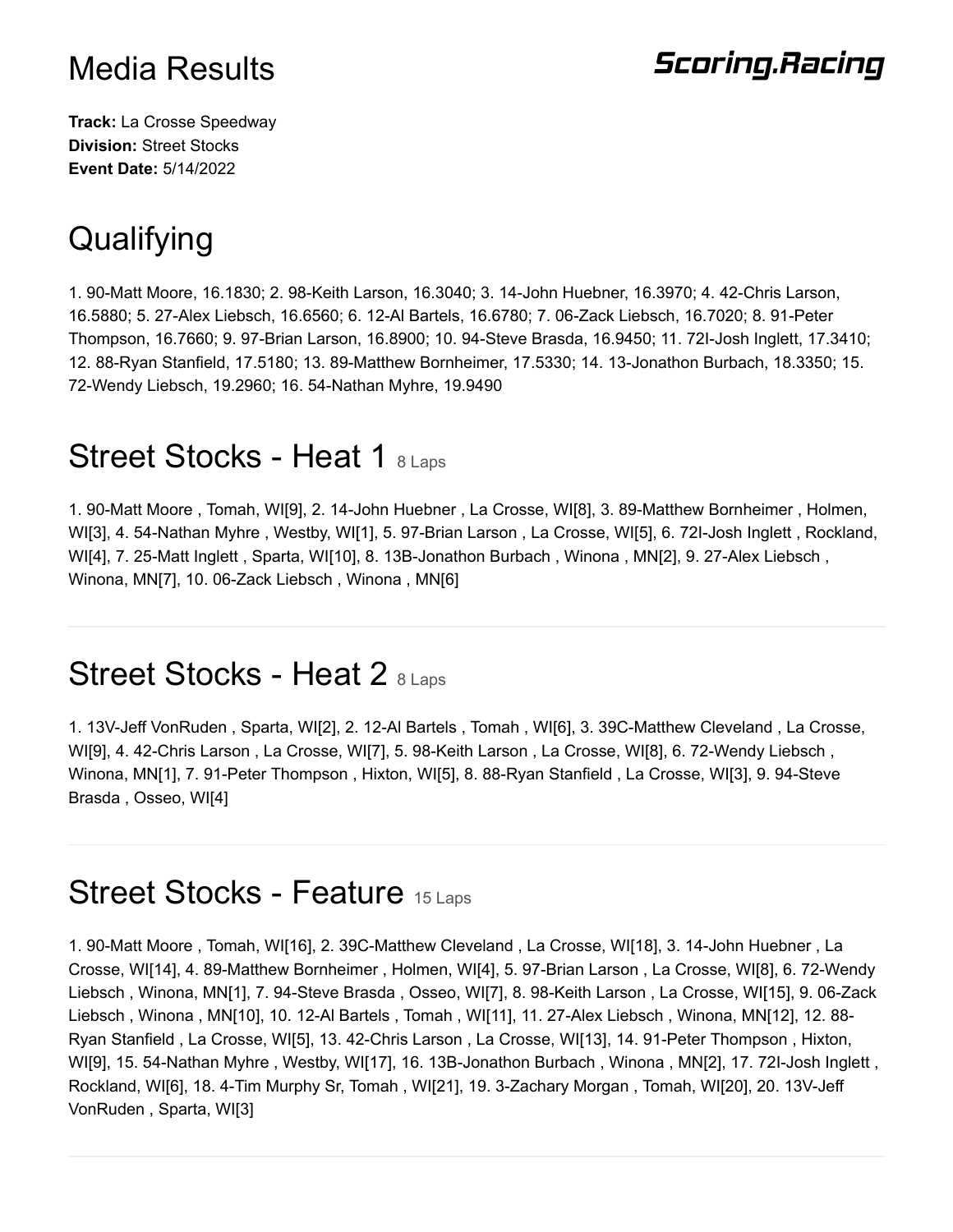# Media Results

**Scoring.Racing**

**Track:** La Crosse Speedway
**Division:** Street Stocks
**Event Date:** 5/14/2022

## Qualifying

1. 90-Matt Moore, 16.1830; 2. 98-Keith Larson, 16.3040; 3. 14-John Huebner, 16.3970; 4. 42-Chris Larson, 16.5880; 5. 27-Alex Liebsch, 16.6560; 6. 12-Al Bartels, 16.6780; 7. 06-Zack Liebsch, 16.7020; 8. 91-Peter Thompson, 16.7660; 9. 97-Brian Larson, 16.8900; 10. 94-Steve Brasda, 16.9450; 11. 72I-Josh Inglett, 17.3410; 12. 88-Ryan Stanfield, 17.5180; 13. 89-Matthew Bornheimer, 17.5330; 14. 13-Jonathon Burbach, 18.3350; 15. 72-Wendy Liebsch, 19.2960; 16. 54-Nathan Myhre, 19.9490

## Street Stocks - Heat 1 8 Laps

1. 90-Matt Moore , Tomah, WI[9], 2. 14-John Huebner , La Crosse, WI[8], 3. 89-Matthew Bornheimer , Holmen, WI[3], 4. 54-Nathan Myhre , Westby, WI[1], 5. 97-Brian Larson , La Crosse, WI[5], 6. 72I-Josh Inglett , Rockland, WI[4], 7. 25-Matt Inglett , Sparta, WI[10], 8. 13B-Jonathon Burbach , Winona , MN[2], 9. 27-Alex Liebsch , Winona, MN[7], 10. 06-Zack Liebsch , Winona , MN[6]

## Street Stocks - Heat 2 8 Laps

1. 13V-Jeff VonRuden , Sparta, WI[2], 2. 12-Al Bartels , Tomah , WI[6], 3. 39C-Matthew Cleveland , La Crosse, WI[9], 4. 42-Chris Larson , La Crosse, WI[7], 5. 98-Keith Larson , La Crosse, WI[8], 6. 72-Wendy Liebsch , Winona, MN[1], 7. 91-Peter Thompson , Hixton, WI[5], 8. 88-Ryan Stanfield , La Crosse, WI[3], 9. 94-Steve Brasda , Osseo, WI[4]

## Street Stocks - Feature 15 Laps

1. 90-Matt Moore , Tomah, WI[16], 2. 39C-Matthew Cleveland , La Crosse, WI[18], 3. 14-John Huebner , La Crosse, WI[14], 4. 89-Matthew Bornheimer , Holmen, WI[4], 5. 97-Brian Larson , La Crosse, WI[8], 6. 72-Wendy Liebsch , Winona, MN[1], 7. 94-Steve Brasda , Osseo, WI[7], 8. 98-Keith Larson , La Crosse, WI[15], 9. 06-Zack Liebsch , Winona , MN[10], 10. 12-Al Bartels , Tomah , WI[11], 11. 27-Alex Liebsch , Winona, MN[12], 12. 88-Ryan Stanfield , La Crosse, WI[5], 13. 42-Chris Larson , La Crosse, WI[13], 14. 91-Peter Thompson , Hixton, WI[9], 15. 54-Nathan Myhre , Westby, WI[17], 16. 13B-Jonathon Burbach , Winona , MN[2], 17. 72I-Josh Inglett , Rockland, WI[6], 18. 4-Tim Murphy Sr, Tomah , WI[21], 19. 3-Zachary Morgan , Tomah, WI[20], 20. 13V-Jeff VonRuden , Sparta, WI[3]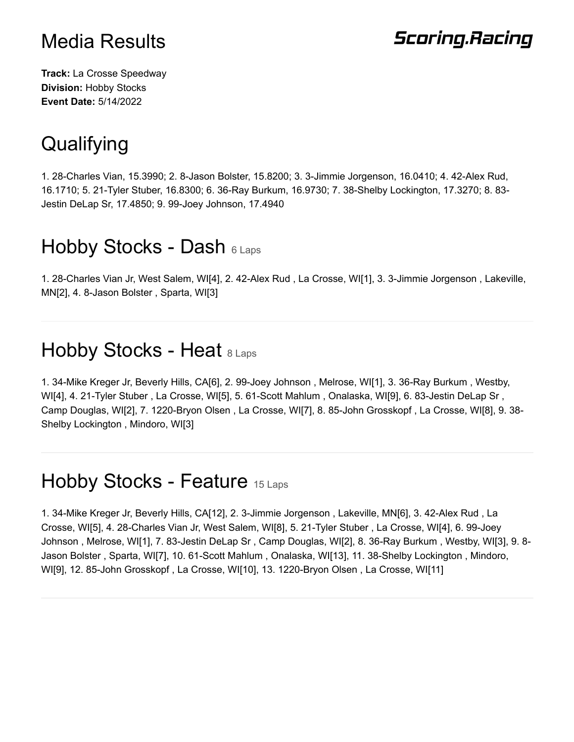# Media Results

**Scoring.Racing**

**Track:** La Crosse Speedway
**Division:** Hobby Stocks
**Event Date:** 5/14/2022

# Qualifying

1. 28-Charles Vian, 15.3990; 2. 8-Jason Bolster, 15.8200; 3. 3-Jimmie Jorgenson, 16.0410; 4. 42-Alex Rud, 16.1710; 5. 21-Tyler Stuber, 16.8300; 6. 36-Ray Burkum, 16.9730; 7. 38-Shelby Lockington, 17.3270; 8. 83-Jestin DeLap Sr, 17.4850; 9. 99-Joey Johnson, 17.4940

# Hobby Stocks - Dash 6 Laps

1. 28-Charles Vian Jr, West Salem, WI[4], 2. 42-Alex Rud , La Crosse, WI[1], 3. 3-Jimmie Jorgenson , Lakeville, MN[2], 4. 8-Jason Bolster , Sparta, WI[3]

---

# Hobby Stocks - Heat 8 Laps

1. 34-Mike Kreger Jr, Beverly Hills, CA[6], 2. 99-Joey Johnson , Melrose, WI[1], 3. 36-Ray Burkum , Westby, WI[4], 4. 21-Tyler Stuber , La Crosse, WI[5], 5. 61-Scott Mahlum , Onalaska, WI[9], 6. 83-Jestin DeLap Sr , Camp Douglas, WI[2], 7. 1220-Bryon Olsen , La Crosse, WI[7], 8. 85-John Grosskopf , La Crosse, WI[8], 9. 38-Shelby Lockington , Mindoro, WI[3]

---

# Hobby Stocks - Feature 15 Laps

1. 34-Mike Kreger Jr, Beverly Hills, CA[12], 2. 3-Jimmie Jorgenson , Lakeville, MN[6], 3. 42-Alex Rud , La Crosse, WI[5], 4. 28-Charles Vian Jr, West Salem, WI[8], 5. 21-Tyler Stuber , La Crosse, WI[4], 6. 99-Joey Johnson , Melrose, WI[1], 7. 83-Jestin DeLap Sr , Camp Douglas, WI[2], 8. 36-Ray Burkum , Westby, WI[3], 9. 8-Jason Bolster , Sparta, WI[7], 10. 61-Scott Mahlum , Onalaska, WI[13], 11. 38-Shelby Lockington , Mindoro, WI[9], 12. 85-John Grosskopf , La Crosse, WI[10], 13. 1220-Bryon Olsen , La Crosse, WI[11]

---